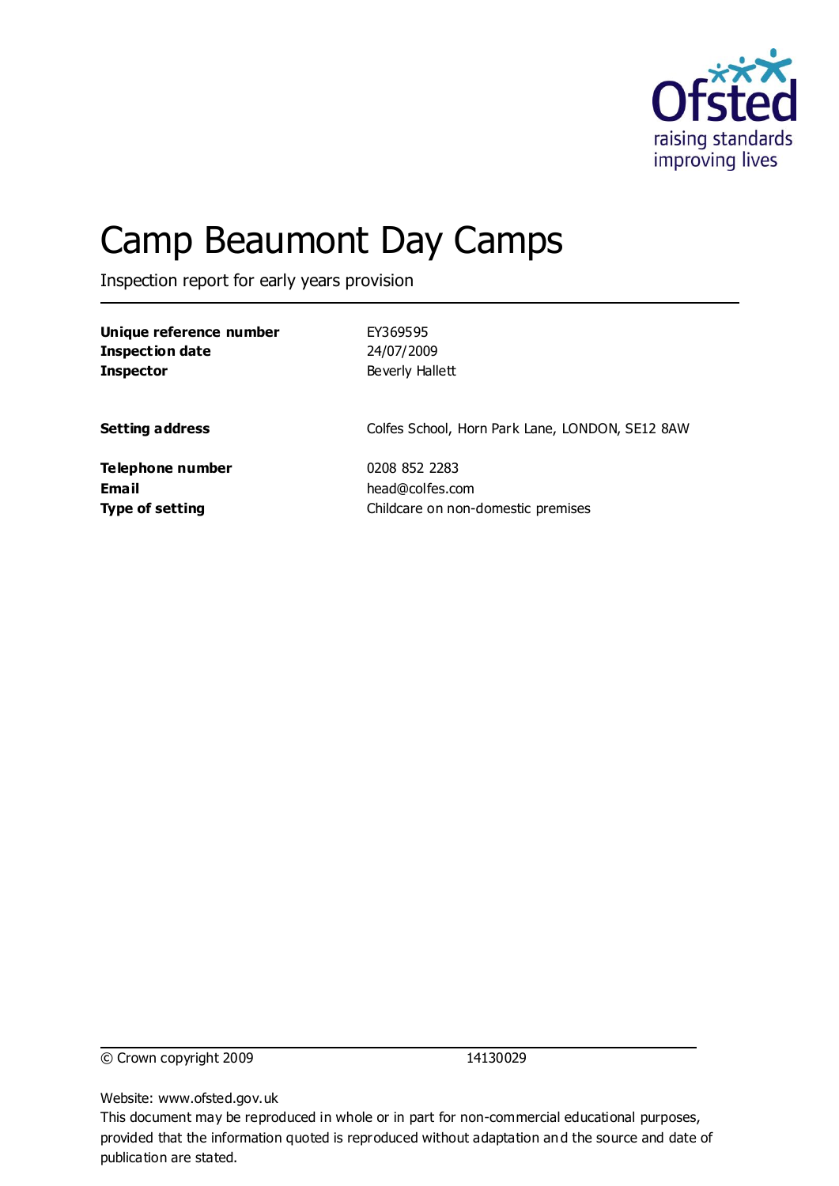# Camp Beaumont Day Camps

Inspection report for early years provision

| | |
|---|---|
| **Unique reference number** | EY369595 |
| **Inspection date** | 24/07/2009 |
| **Inspector** | Beverly Hallett |
| **Setting address** | Colfes School, Horn Park Lane, LONDON, SE12 8AW |
| **Telephone number** | 0208 852 2283 |
| **Email** | head@colfes.com |
| **Type of setting** | Childcare on non-domestic premises |

© Crown copyright 2009 14130029

Website: www.ofsted.gov.uk

This document may be reproduced in whole or in part for non-commercial educational purposes, provided that the information quoted is reproduced without adaptation and the source and date of publication are stated.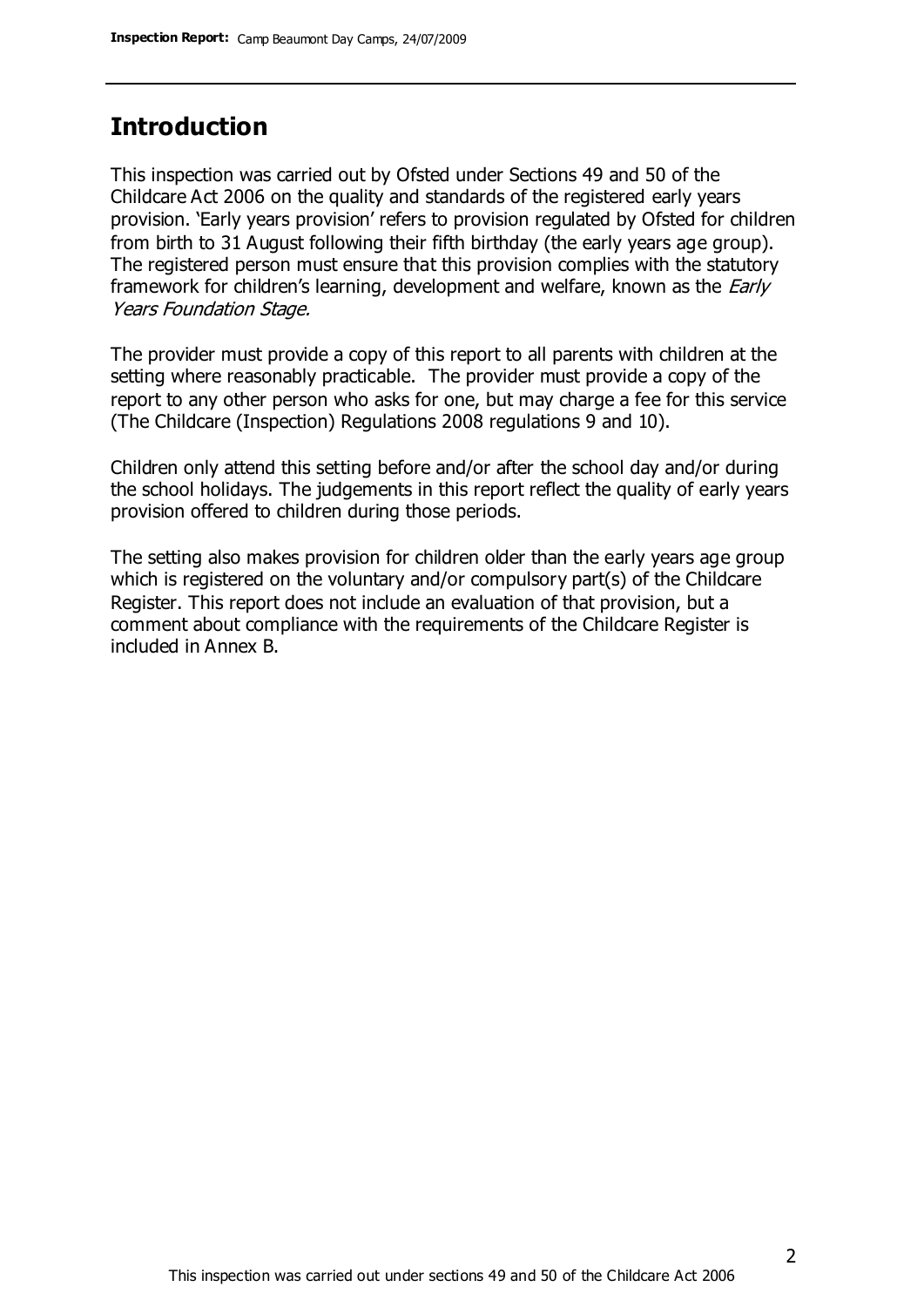## Introduction

This inspection was carried out by Ofsted under Sections 49 and 50 of the Childcare Act 2006 on the quality and standards of the registered early years provision. 'Early years provision' refers to provision regulated by Ofsted for children from birth to 31 August following their fifth birthday (the early years age group). The registered person must ensure that this provision complies with the statutory framework for children's learning, development and welfare, known as the *Early Years Foundation Stage*.

The provider must provide a copy of this report to all parents with children at the setting where reasonably practicable. The provider must provide a copy of the report to any other person who asks for one, but may charge a fee for this service (The Childcare (Inspection) Regulations 2008 regulations 9 and 10).

Children only attend this setting before and/or after the school day and/or during the school holidays. The judgements in this report reflect the quality of early years provision offered to children during those periods.

The setting also makes provision for children older than the early years age group which is registered on the voluntary and/or compulsory part(s) of the Childcare Register. This report does not include an evaluation of that provision, but a comment about compliance with the requirements of the Childcare Register is included in Annex B.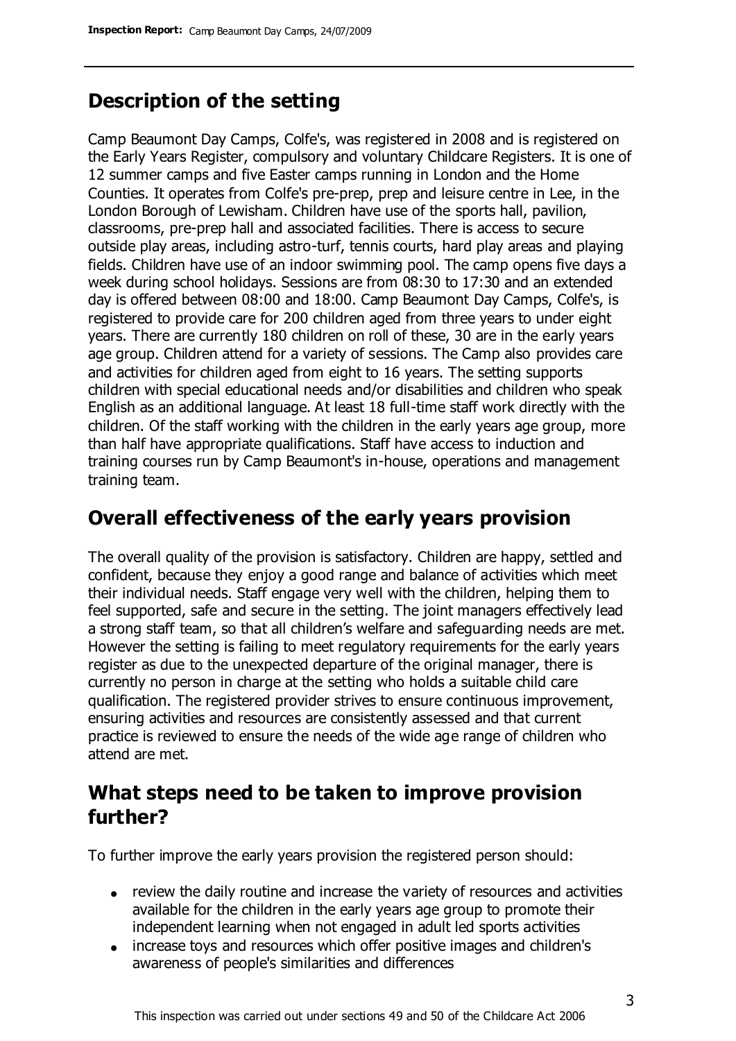## Description of the setting

Camp Beaumont Day Camps, Colfe's, was registered in 2008 and is registered on the Early Years Register, compulsory and voluntary Childcare Registers. It is one of 12 summer camps and five Easter camps running in London and the Home Counties. It operates from Colfe's pre-prep, prep and leisure centre in Lee, in the London Borough of Lewisham. Children have use of the sports hall, pavilion, classrooms, pre-prep hall and associated facilities. There is access to secure outside play areas, including astro-turf, tennis courts, hard play areas and playing fields. Children have use of an indoor swimming pool. The camp opens five days a week during school holidays. Sessions are from 08:30 to 17:30 and an extended day is offered between 08:00 and 18:00. Camp Beaumont Day Camps, Colfe's, is registered to provide care for 200 children aged from three years to under eight years. There are currently 180 children on roll of these, 30 are in the early years age group. Children attend for a variety of sessions. The Camp also provides care and activities for children aged from eight to 16 years. The setting supports children with special educational needs and/or disabilities and children who speak English as an additional language. At least 18 full-time staff work directly with the children. Of the staff working with the children in the early years age group, more than half have appropriate qualifications. Staff have access to induction and training courses run by Camp Beaumont's in-house, operations and management training team.

## Overall effectiveness of the early years provision

The overall quality of the provision is satisfactory. Children are happy, settled and confident, because they enjoy a good range and balance of activities which meet their individual needs. Staff engage very well with the children, helping them to feel supported, safe and secure in the setting. The joint managers effectively lead a strong staff team, so that all children's welfare and safeguarding needs are met. However the setting is failing to meet regulatory requirements for the early years register as due to the unexpected departure of the original manager, there is currently no person in charge at the setting who holds a suitable child care qualification. The registered provider strives to ensure continuous improvement, ensuring activities and resources are consistently assessed and that current practice is reviewed to ensure the needs of the wide age range of children who attend are met.

## What steps need to be taken to improve provision further?

To further improve the early years provision the registered person should:

- review the daily routine and increase the variety of resources and activities available for the children in the early years age group to promote their independent learning when not engaged in adult led sports activities
- increase toys and resources which offer positive images and children's awareness of people's similarities and differences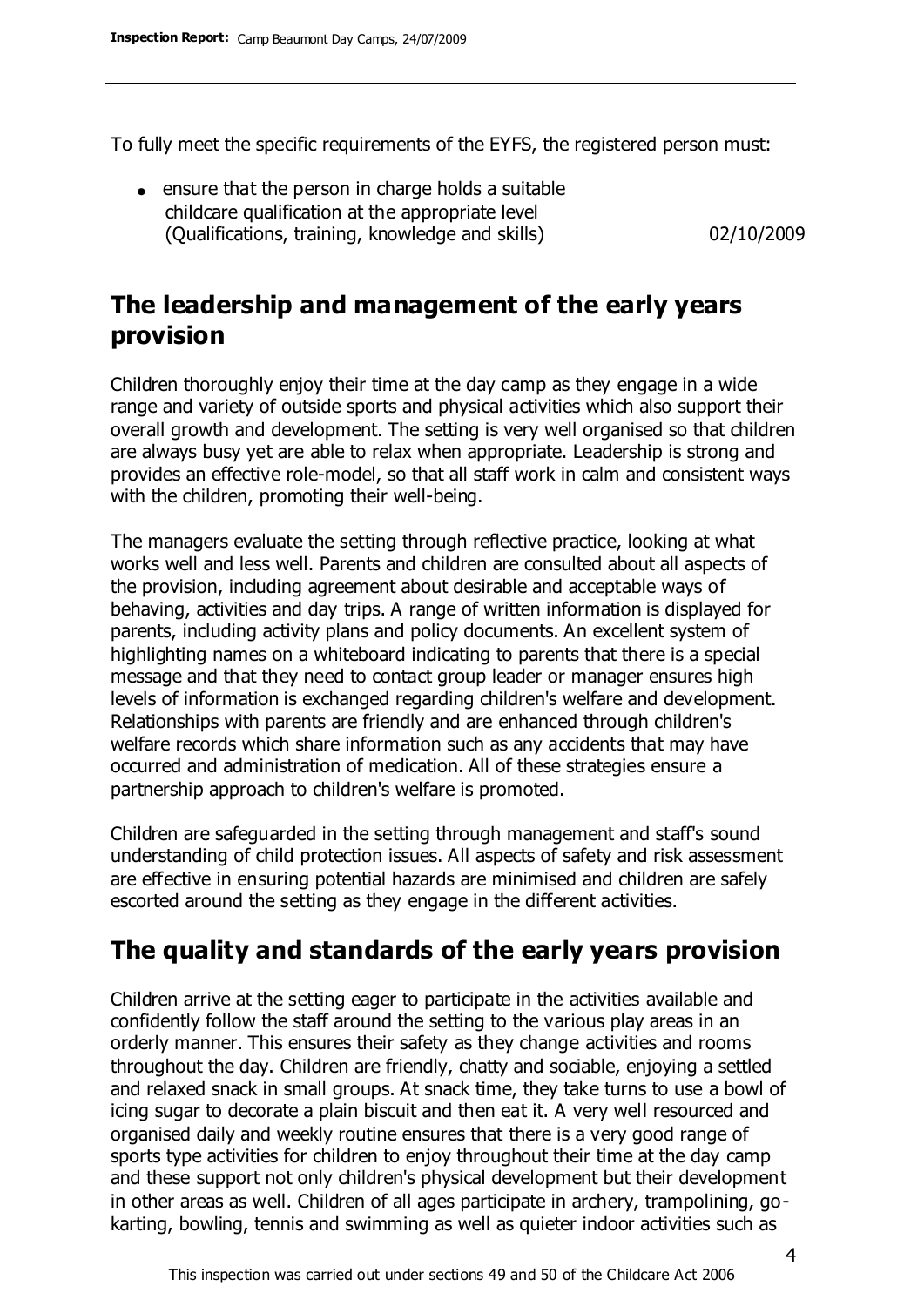To fully meet the specific requirements of the EYFS, the registered person must:

- ensure that the person in charge holds a suitable childcare qualification at the appropriate level (Qualifications, training, knowledge and skills) 02/10/2009

## The leadership and management of the early years provision

Children thoroughly enjoy their time at the day camp as they engage in a wide range and variety of outside sports and physical activities which also support their overall growth and development. The setting is very well organised so that children are always busy yet are able to relax when appropriate. Leadership is strong and provides an effective role-model, so that all staff work in calm and consistent ways with the children, promoting their well-being.

The managers evaluate the setting through reflective practice, looking at what works well and less well. Parents and children are consulted about all aspects of the provision, including agreement about desirable and acceptable ways of behaving, activities and day trips. A range of written information is displayed for parents, including activity plans and policy documents. An excellent system of highlighting names on a whiteboard indicating to parents that there is a special message and that they need to contact group leader or manager ensures high levels of information is exchanged regarding children's welfare and development. Relationships with parents are friendly and are enhanced through children's welfare records which share information such as any accidents that may have occurred and administration of medication. All of these strategies ensure a partnership approach to children's welfare is promoted.

Children are safeguarded in the setting through management and staff's sound understanding of child protection issues. All aspects of safety and risk assessment are effective in ensuring potential hazards are minimised and children are safely escorted around the setting as they engage in the different activities.

## The quality and standards of the early years provision

Children arrive at the setting eager to participate in the activities available and confidently follow the staff around the setting to the various play areas in an orderly manner. This ensures their safety as they change activities and rooms throughout the day. Children are friendly, chatty and sociable, enjoying a settled and relaxed snack in small groups. At snack time, they take turns to use a bowl of icing sugar to decorate a plain biscuit and then eat it. A very well resourced and organised daily and weekly routine ensures that there is a very good range of sports type activities for children to enjoy throughout their time at the day camp and these support not only children's physical development but their development in other areas as well. Children of all ages participate in archery, trampolining, go-karting, bowling, tennis and swimming as well as quieter indoor activities such as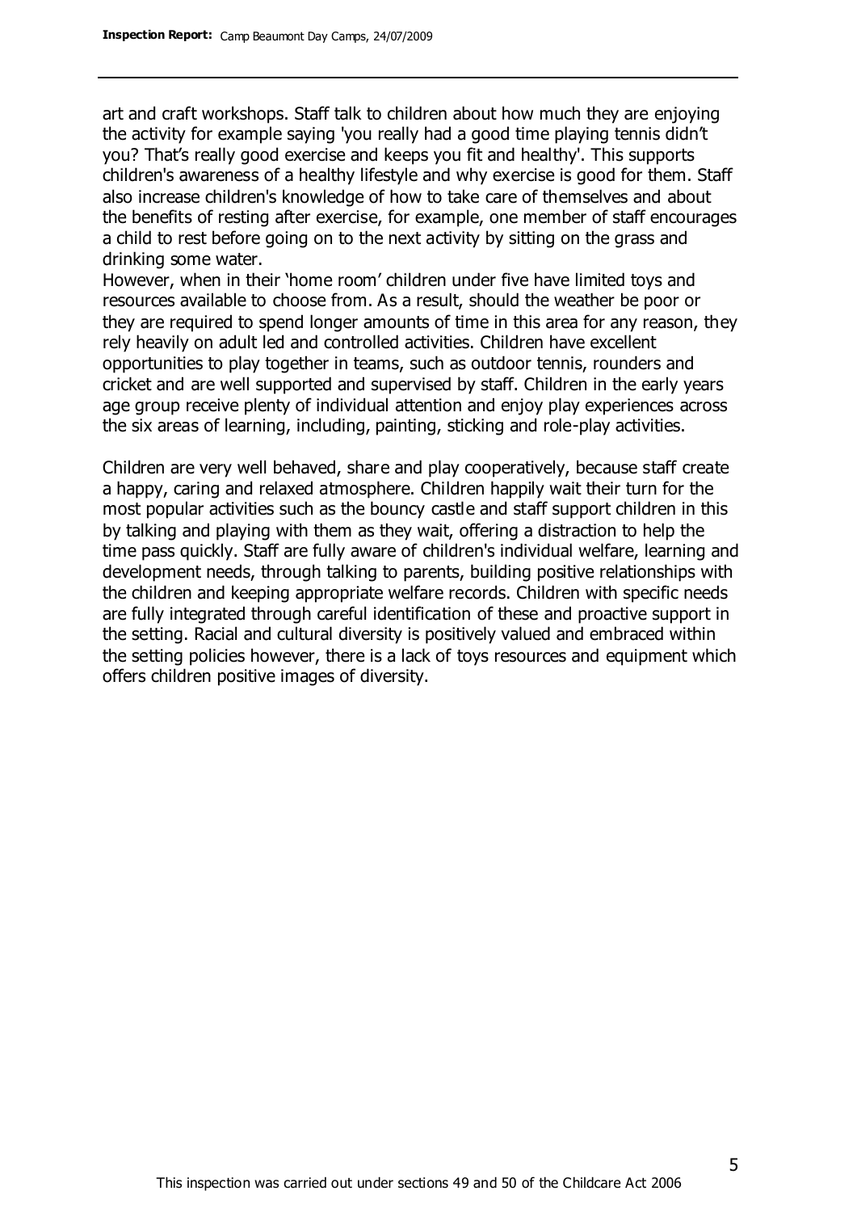art and craft workshops. Staff talk to children about how much they are enjoying the activity for example saying 'you really had a good time playing tennis didn't you? That's really good exercise and keeps you fit and healthy'. This supports children's awareness of a healthy lifestyle and why exercise is good for them. Staff also increase children's knowledge of how to take care of themselves and about the benefits of resting after exercise, for example, one member of staff encourages a child to rest before going on to the next activity by sitting on the grass and drinking some water.
However, when in their 'home room' children under five have limited toys and resources available to choose from. As a result, should the weather be poor or they are required to spend longer amounts of time in this area for any reason, they rely heavily on adult led and controlled activities. Children have excellent opportunities to play together in teams, such as outdoor tennis, rounders and cricket and are well supported and supervised by staff. Children in the early years age group receive plenty of individual attention and enjoy play experiences across the six areas of learning, including, painting, sticking and role-play activities.

Children are very well behaved, share and play cooperatively, because staff create a happy, caring and relaxed atmosphere. Children happily wait their turn for the most popular activities such as the bouncy castle and staff support children in this by talking and playing with them as they wait, offering a distraction to help the time pass quickly. Staff are fully aware of children's individual welfare, learning and development needs, through talking to parents, building positive relationships with the children and keeping appropriate welfare records. Children with specific needs are fully integrated through careful identification of these and proactive support in the setting. Racial and cultural diversity is positively valued and embraced within the setting policies however, there is a lack of toys resources and equipment which offers children positive images of diversity.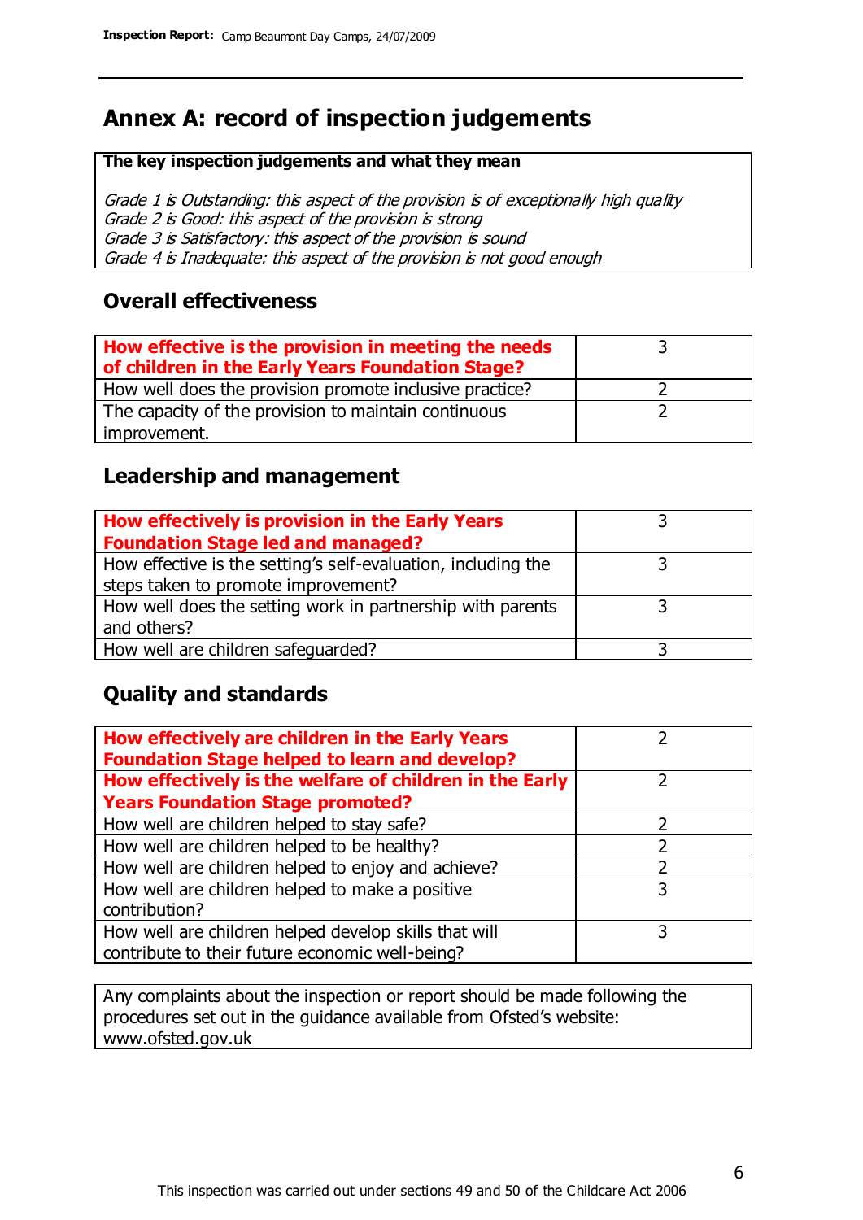## Annex A: record of inspection judgements

**The key inspection judgements and what they mean**

*Grade 1 is Outstanding: this aspect of the provision is of exceptionally high quality*
*Grade 2 is Good: this aspect of the provision is strong*
*Grade 3 is Satisfactory: this aspect of the provision is sound*
*Grade 4 is Inadequate: this aspect of the provision is not good enough*

### Overall effectiveness

| | |
|---|---|
| **How effective is the provision in meeting the needs of children in the Early Years Foundation Stage?** | 3 |
| How well does the provision promote inclusive practice? | 2 |
| The capacity of the provision to maintain continuous improvement. | 2 |

### Leadership and management

| | |
|---|---|
| **How effectively is provision in the Early Years Foundation Stage led and managed?** | 3 |
| How effective is the setting's self-evaluation, including the steps taken to promote improvement? | 3 |
| How well does the setting work in partnership with parents and others? | 3 |
| How well are children safeguarded? | 3 |

### Quality and standards

| | |
|---|---|
| **How effectively are children in the Early Years Foundation Stage helped to learn and develop?** | 2 |
| **How effectively is the welfare of children in the Early Years Foundation Stage promoted?** | 2 |
| How well are children helped to stay safe? | 2 |
| How well are children helped to be healthy? | 2 |
| How well are children helped to enjoy and achieve? | 2 |
| How well are children helped to make a positive contribution? | 3 |
| How well are children helped develop skills that will contribute to their future economic well-being? | 3 |

Any complaints about the inspection or report should be made following the procedures set out in the guidance available from Ofsted's website: www.ofsted.gov.uk

This inspection was carried out under sections 49 and 50 of the Childcare Act 2006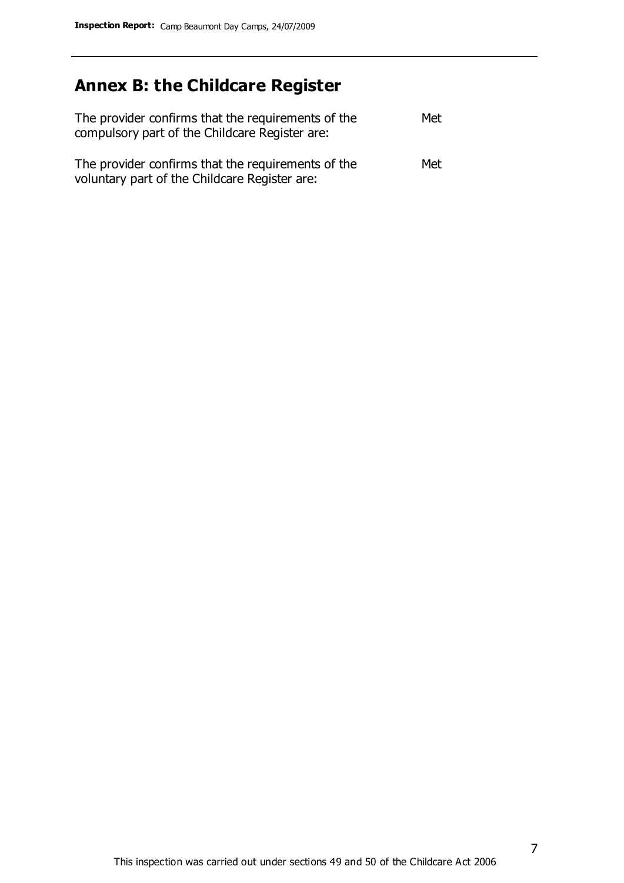## Annex B: the Childcare Register

| | |
|---|---|
| The provider confirms that the requirements of the compulsory part of the Childcare Register are: | Met |
| The provider confirms that the requirements of the voluntary part of the Childcare Register are: | Met |

This inspection was carried out under sections 49 and 50 of the Childcare Act 2006